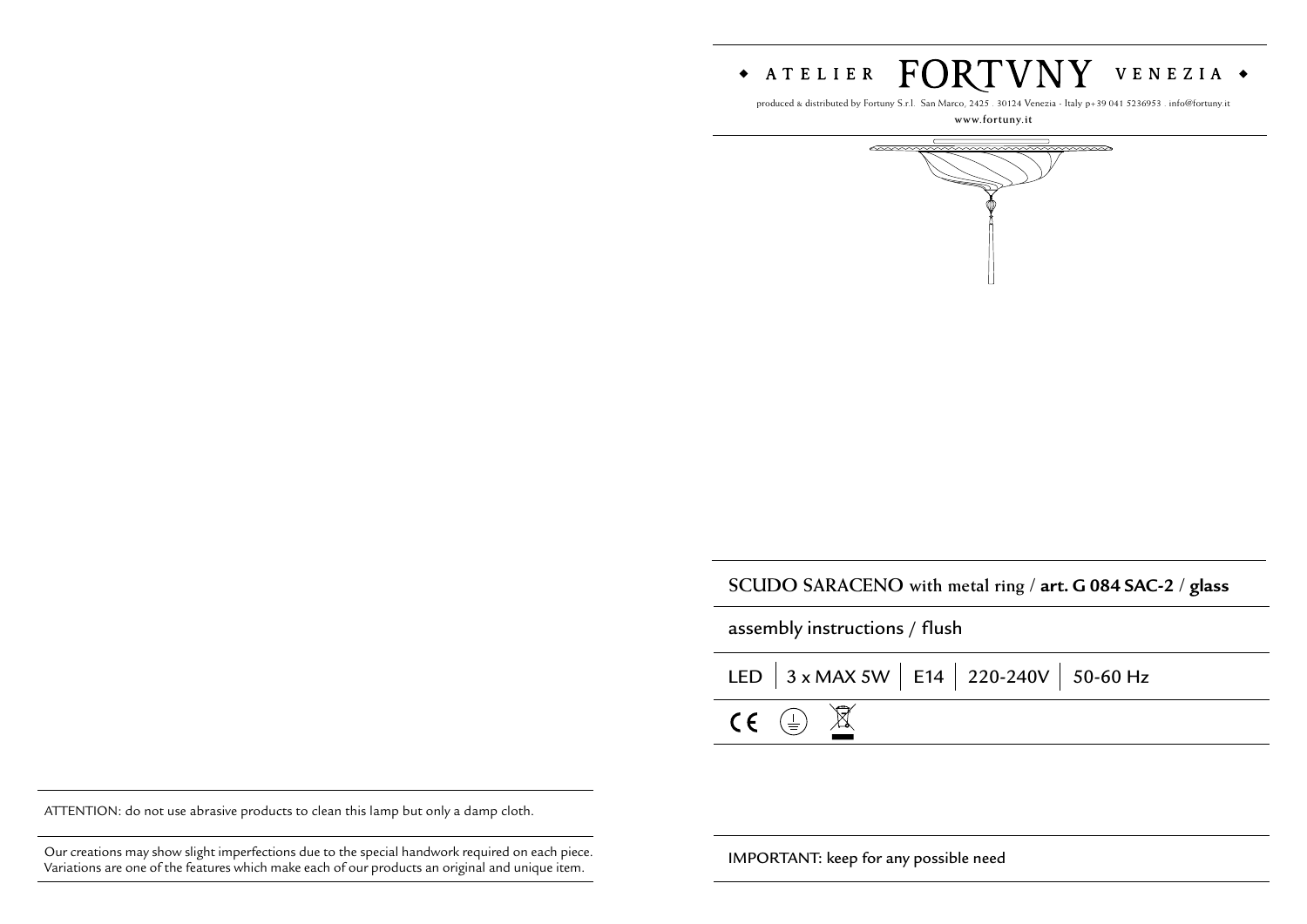◆ ATELIER **FORTVNY** VENEZIA ◆

produced & distributed by Fortuny S.r.l. San Marco, 2425 . 30124 Venezia - Italy p+39 041 5236953 . info@fortuny.it

www.fortuny.it

## SCUDO SARACENO with metal ring / **art. G 084 SAC-2** / **glass**

assembly instructions / flush

LED | 3 x MAX 5W | E14 | 220-240V | 50-60 Hz

IMPORTANT: keep for any possible need

ATTENTION: do not use abrasive products to clean this lamp but only a damp cloth.

Our creations may show slight imperfections due to the special handwork required on each piece. Variations are one of the features which make each of our products an original and unique item.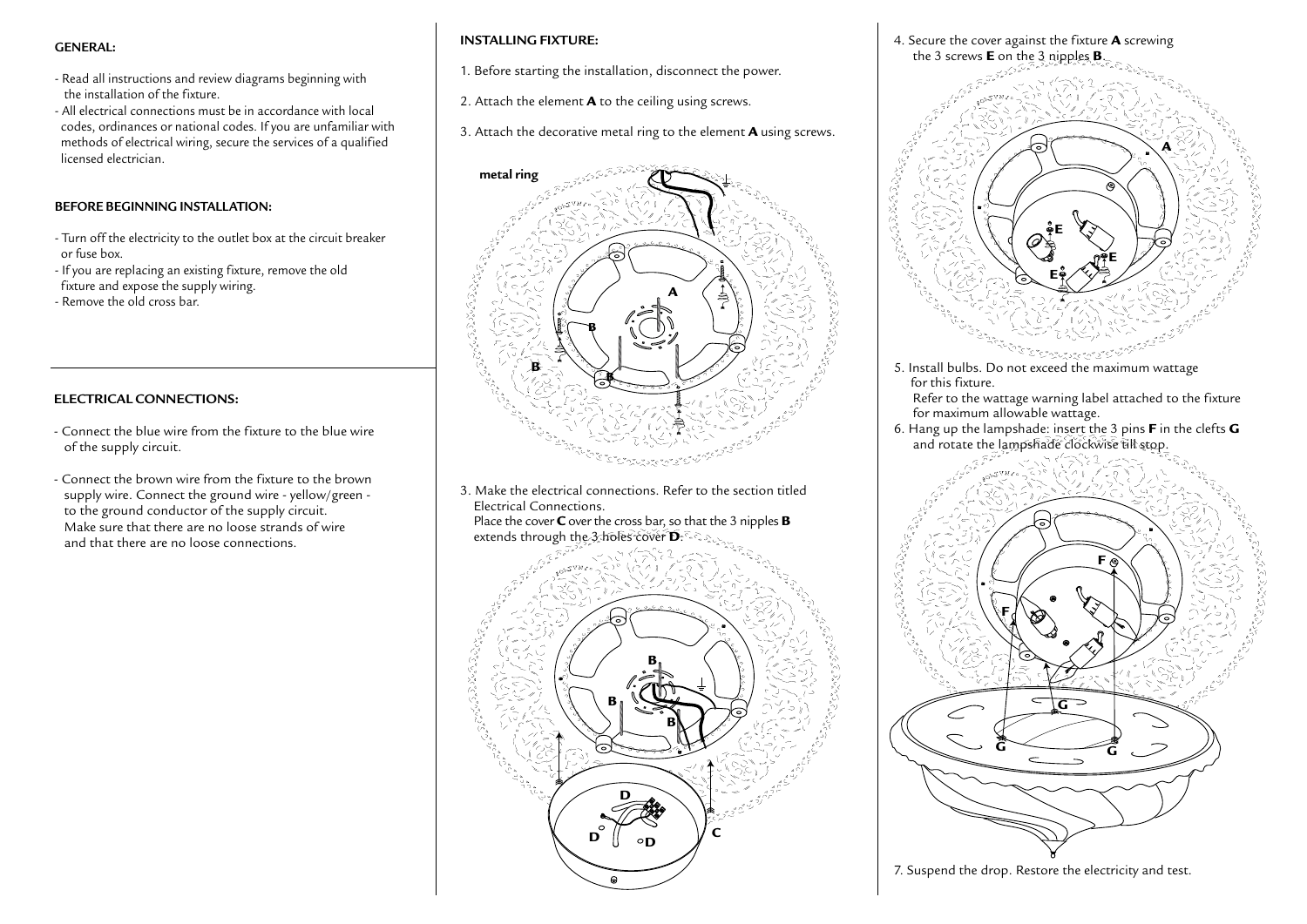## GENERAL:

- Read all instructions and review diagrams beginning with the installation of the fixture.
- All electrical connections must be in accordance with local codes, ordinances or national codes. If you are unfamiliar with methods of electrical wiring, secure the services of a qualified licensed electrician.

## BEFORE BEGINNING INSTALLATION:

- Turn off the electricity to the outlet box at the circuit breaker or fuse box.
- If you are replacing an existing fixture, remove the old fixture and expose the supply wiring.
- Remove the old cross bar.

## ELECTRICAL CONNECTIONS:

- Connect the blue wire from the fixture to the blue wire of the supply circuit.
- Connect the brown wire from the fixture to the brown supply wire. Connect the ground wire - yellow/green - to the ground conductor of the supply circuit. Make sure that there are no loose strands of wire and that there are no loose connections.

## INSTALLING FIXTURE:

1. Before starting the installation, disconnect the power.
2. Attach the element **A** to the ceiling using screws.
3. Attach the decorative metal ring to the element **A** using screws.

metal ring

A

B

B

3. Make the electrical connections. Refer to the section titled Electrical Connections.
   Place the cover **C** over the cross bar, so that the 3 nipples **B** extends through the 3 holes cover **D**.

B

B

B

D

D

D

C

4. Secure the cover against the fixture **A** screwing the 3 screws **E** on the 3 nipples **B**.

A

E

E

E

5. Install bulbs. Do not exceed the maximum wattage for this fixture.
   Refer to the wattage warning label attached to the fixture for maximum allowable wattage.
6. Hang up the lampshade: insert the 3 pins **F** in the clefts **G** and rotate the lampshade clockwise till stop.

F

F

G

G

G

7. Suspend the drop. Restore the electricity and test.